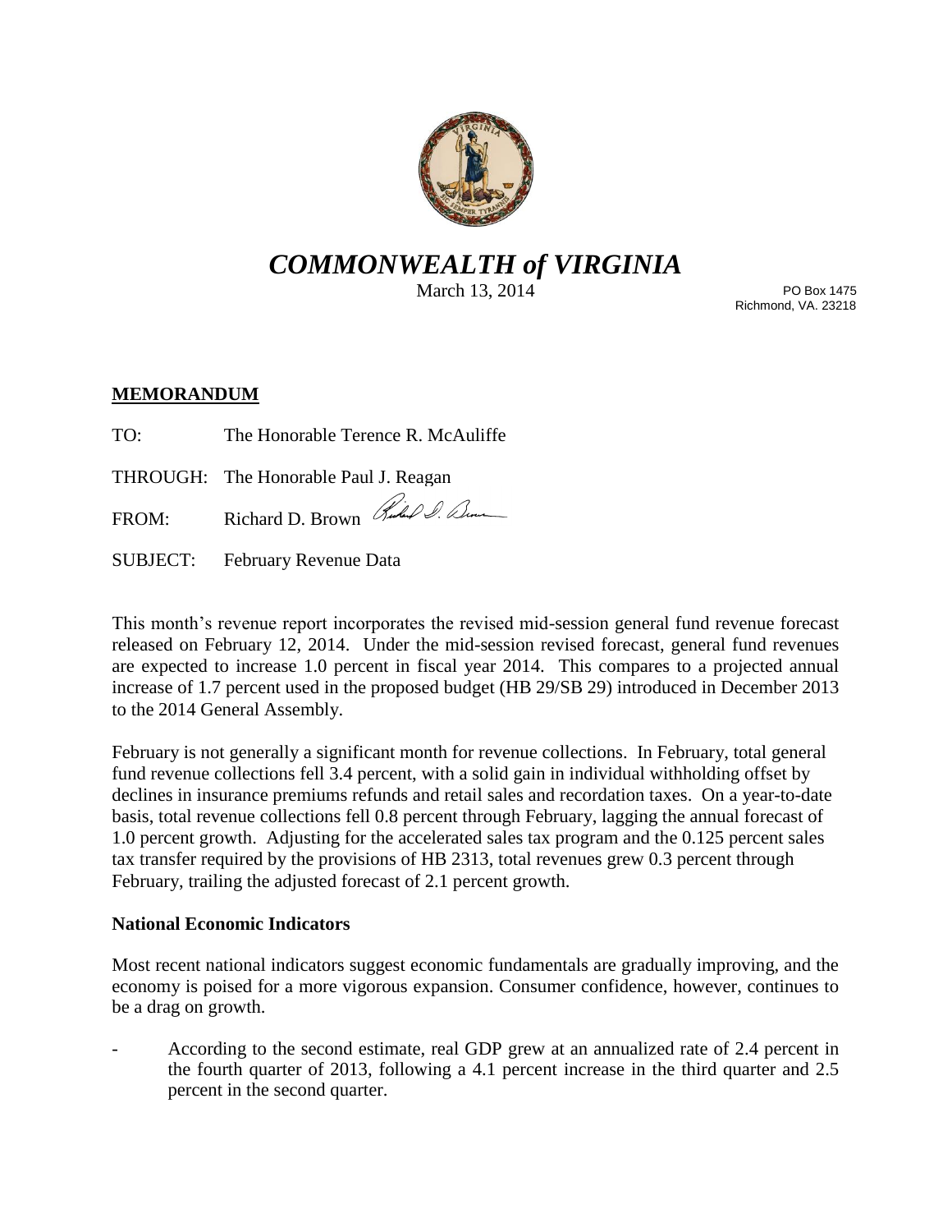# *COMMONWEALTH of VIRGINIA*

March 13, 2014

PO Box 1475
Richmond, VA. 23218

**MEMORANDUM**

TO: The Honorable Terence R. McAuliffe

THROUGH: The Honorable Paul J. Reagan

FROM: Richard D. Brown

SUBJECT: February Revenue Data

This month's revenue report incorporates the revised mid-session general fund revenue forecast released on February 12, 2014. Under the mid-session revised forecast, general fund revenues are expected to increase 1.0 percent in fiscal year 2014. This compares to a projected annual increase of 1.7 percent used in the proposed budget (HB 29/SB 29) introduced in December 2013 to the 2014 General Assembly.

February is not generally a significant month for revenue collections. In February, total general fund revenue collections fell 3.4 percent, with a solid gain in individual withholding offset by declines in insurance premiums refunds and retail sales and recordation taxes. On a year-to-date basis, total revenue collections fell 0.8 percent through February, lagging the annual forecast of 1.0 percent growth. Adjusting for the accelerated sales tax program and the 0.125 percent sales tax transfer required by the provisions of HB 2313, total revenues grew 0.3 percent through February, trailing the adjusted forecast of 2.1 percent growth.

**National Economic Indicators**

Most recent national indicators suggest economic fundamentals are gradually improving, and the economy is poised for a more vigorous expansion. Consumer confidence, however, continues to be a drag on growth.

- According to the second estimate, real GDP grew at an annualized rate of 2.4 percent in the fourth quarter of 2013, following a 4.1 percent increase in the third quarter and 2.5 percent in the second quarter.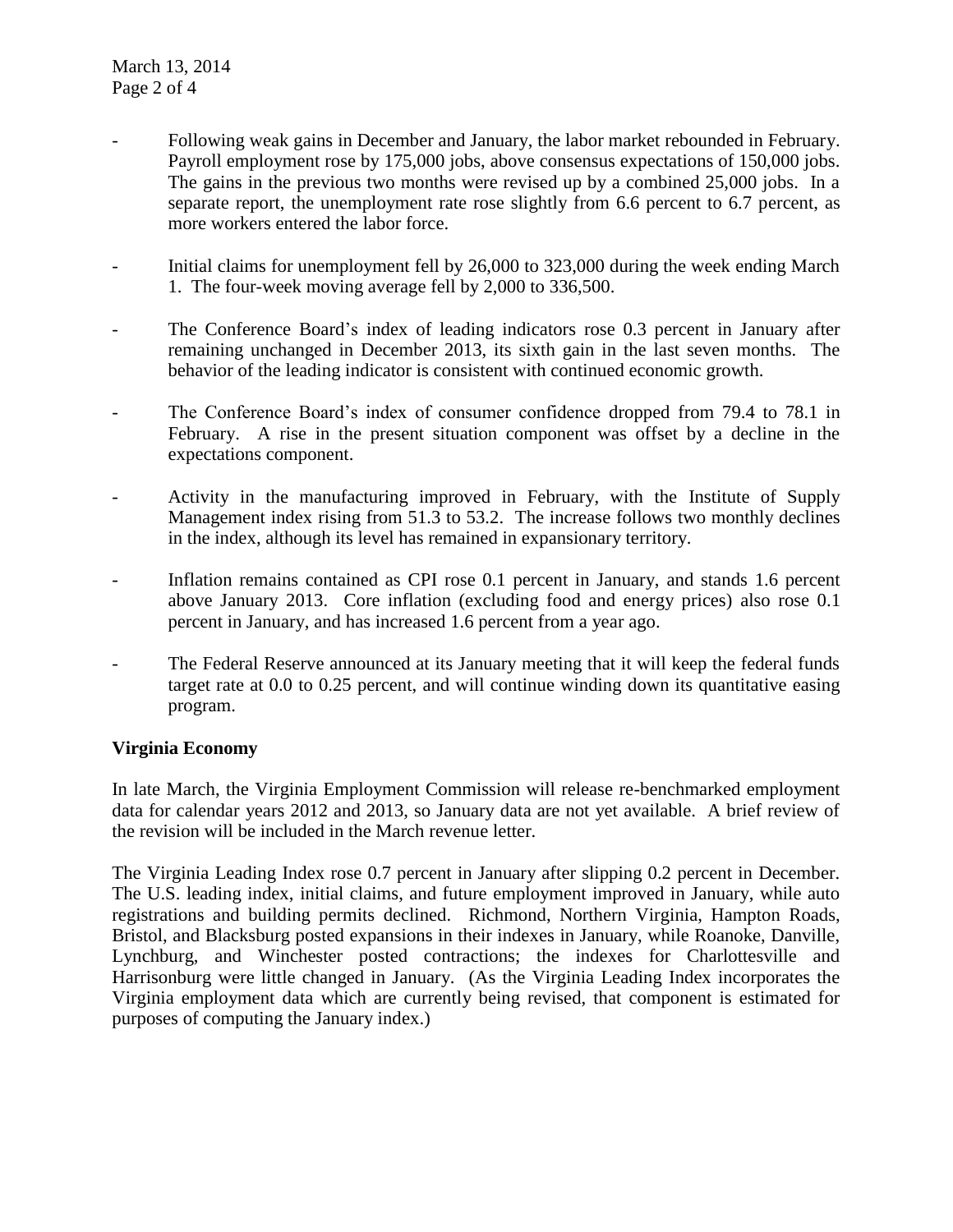- Following weak gains in December and January, the labor market rebounded in February. Payroll employment rose by 175,000 jobs, above consensus expectations of 150,000 jobs. The gains in the previous two months were revised up by a combined 25,000 jobs. In a separate report, the unemployment rate rose slightly from 6.6 percent to 6.7 percent, as more workers entered the labor force.

- Initial claims for unemployment fell by 26,000 to 323,000 during the week ending March 1. The four-week moving average fell by 2,000 to 336,500.

- The Conference Board's index of leading indicators rose 0.3 percent in January after remaining unchanged in December 2013, its sixth gain in the last seven months. The behavior of the leading indicator is consistent with continued economic growth.

- The Conference Board's index of consumer confidence dropped from 79.4 to 78.1 in February. A rise in the present situation component was offset by a decline in the expectations component.

- Activity in the manufacturing improved in February, with the Institute of Supply Management index rising from 51.3 to 53.2. The increase follows two monthly declines in the index, although its level has remained in expansionary territory.

- Inflation remains contained as CPI rose 0.1 percent in January, and stands 1.6 percent above January 2013. Core inflation (excluding food and energy prices) also rose 0.1 percent in January, and has increased 1.6 percent from a year ago.

- The Federal Reserve announced at its January meeting that it will keep the federal funds target rate at 0.0 to 0.25 percent, and will continue winding down its quantitative easing program.

**Virginia Economy**

In late March, the Virginia Employment Commission will release re-benchmarked employment data for calendar years 2012 and 2013, so January data are not yet available. A brief review of the revision will be included in the March revenue letter.

The Virginia Leading Index rose 0.7 percent in January after slipping 0.2 percent in December. The U.S. leading index, initial claims, and future employment improved in January, while auto registrations and building permits declined. Richmond, Northern Virginia, Hampton Roads, Bristol, and Blacksburg posted expansions in their indexes in January, while Roanoke, Danville, Lynchburg, and Winchester posted contractions; the indexes for Charlottesville and Harrisonburg were little changed in January. (As the Virginia Leading Index incorporates the Virginia employment data which are currently being revised, that component is estimated for purposes of computing the January index.)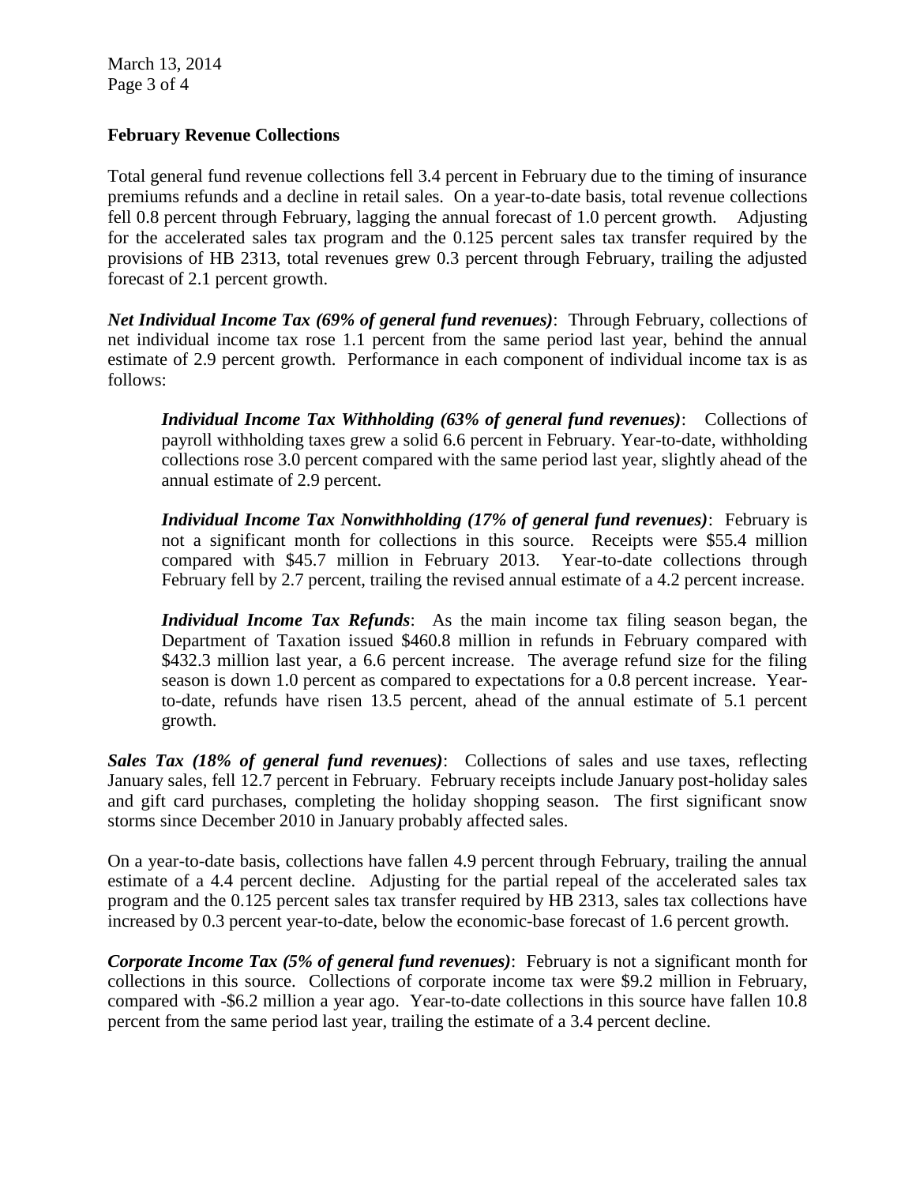## February Revenue Collections

Total general fund revenue collections fell 3.4 percent in February due to the timing of insurance premiums refunds and a decline in retail sales. On a year-to-date basis, total revenue collections fell 0.8 percent through February, lagging the annual forecast of 1.0 percent growth. Adjusting for the accelerated sales tax program and the 0.125 percent sales tax transfer required by the provisions of HB 2313, total revenues grew 0.3 percent through February, trailing the adjusted forecast of 2.1 percent growth.

***Net Individual Income Tax (69% of general fund revenues)***: Through February, collections of net individual income tax rose 1.1 percent from the same period last year, behind the annual estimate of 2.9 percent growth. Performance in each component of individual income tax is as follows:

> ***Individual Income Tax Withholding (63% of general fund revenues)***: Collections of payroll withholding taxes grew a solid 6.6 percent in February. Year-to-date, withholding collections rose 3.0 percent compared with the same period last year, slightly ahead of the annual estimate of 2.9 percent.
>
> ***Individual Income Tax Nonwithholding (17% of general fund revenues)***: February is not a significant month for collections in this source. Receipts were $55.4 million compared with $45.7 million in February 2013. Year-to-date collections through February fell by 2.7 percent, trailing the revised annual estimate of a 4.2 percent increase.
>
> ***Individual Income Tax Refunds***: As the main income tax filing season began, the Department of Taxation issued $460.8 million in refunds in February compared with $432.3 million last year, a 6.6 percent increase. The average refund size for the filing season is down 1.0 percent as compared to expectations for a 0.8 percent increase. Year-to-date, refunds have risen 13.5 percent, ahead of the annual estimate of 5.1 percent growth.

***Sales Tax (18% of general fund revenues)***: Collections of sales and use taxes, reflecting January sales, fell 12.7 percent in February. February receipts include January post-holiday sales and gift card purchases, completing the holiday shopping season. The first significant snow storms since December 2010 in January probably affected sales.

On a year-to-date basis, collections have fallen 4.9 percent through February, trailing the annual estimate of a 4.4 percent decline. Adjusting for the partial repeal of the accelerated sales tax program and the 0.125 percent sales tax transfer required by HB 2313, sales tax collections have increased by 0.3 percent year-to-date, below the economic-base forecast of 1.6 percent growth.

***Corporate Income Tax (5% of general fund revenues)***: February is not a significant month for collections in this source. Collections of corporate income tax were $9.2 million in February, compared with -$6.2 million a year ago. Year-to-date collections in this source have fallen 10.8 percent from the same period last year, trailing the estimate of a 3.4 percent decline.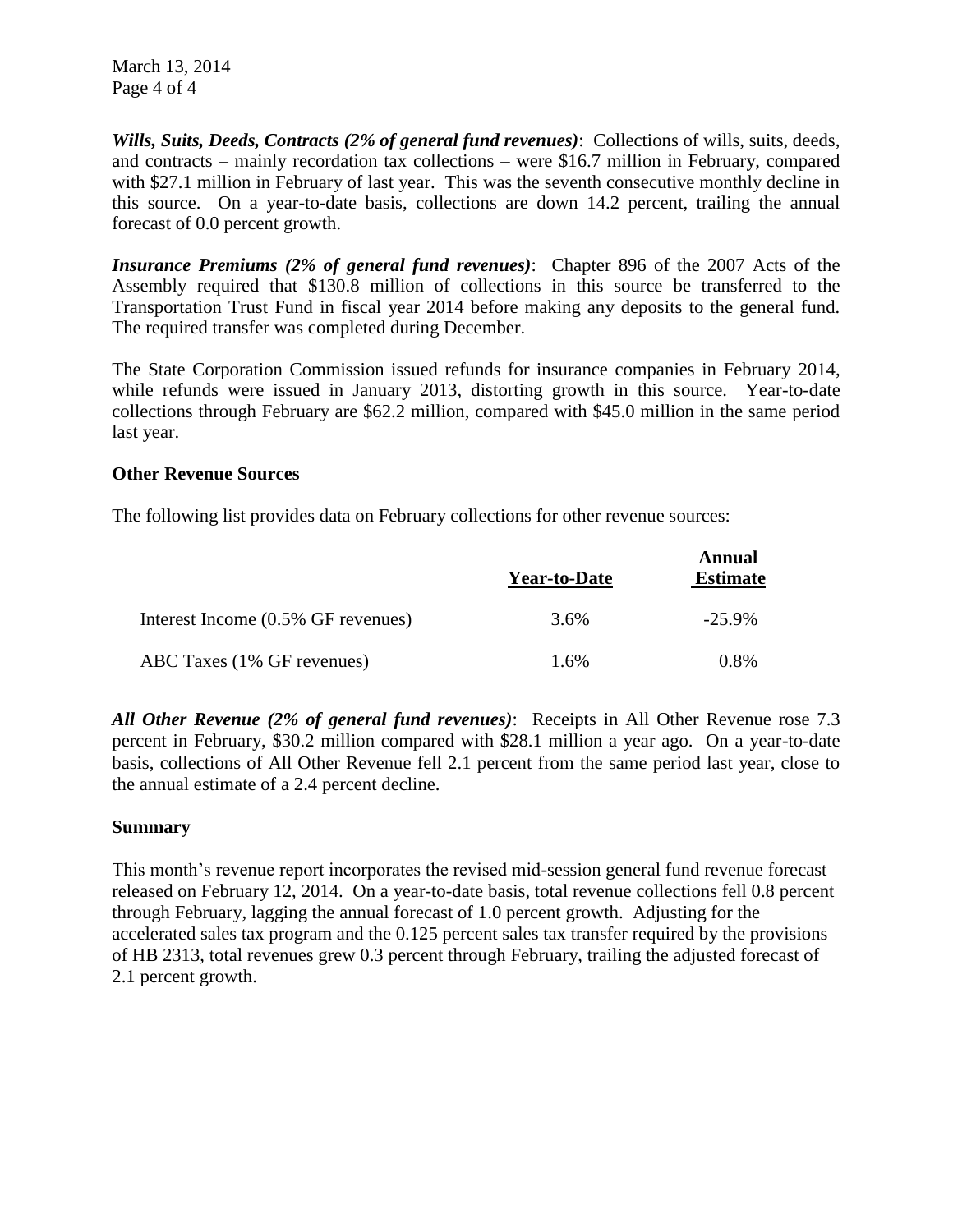***Wills, Suits, Deeds, Contracts (2% of general fund revenues)***: Collections of wills, suits, deeds, and contracts – mainly recordation tax collections – were $16.7 million in February, compared with $27.1 million in February of last year. This was the seventh consecutive monthly decline in this source. On a year-to-date basis, collections are down 14.2 percent, trailing the annual forecast of 0.0 percent growth.

***Insurance Premiums (2% of general fund revenues)***: Chapter 896 of the 2007 Acts of the Assembly required that $130.8 million of collections in this source be transferred to the Transportation Trust Fund in fiscal year 2014 before making any deposits to the general fund. The required transfer was completed during December.

The State Corporation Commission issued refunds for insurance companies in February 2014, while refunds were issued in January 2013, distorting growth in this source. Year-to-date collections through February are $62.2 million, compared with $45.0 million in the same period last year.

**Other Revenue Sources**

The following list provides data on February collections for other revenue sources:

| | Year-to-Date | Annual Estimate |
|---|---|---|
| Interest Income (0.5% GF revenues) | 3.6% | -25.9% |
| ABC Taxes (1% GF revenues) | 1.6% | 0.8% |

***All Other Revenue (2% of general fund revenues)***: Receipts in All Other Revenue rose 7.3 percent in February, $30.2 million compared with $28.1 million a year ago. On a year-to-date basis, collections of All Other Revenue fell 2.1 percent from the same period last year, close to the annual estimate of a 2.4 percent decline.

**Summary**

This month's revenue report incorporates the revised mid-session general fund revenue forecast released on February 12, 2014. On a year-to-date basis, total revenue collections fell 0.8 percent through February, lagging the annual forecast of 1.0 percent growth. Adjusting for the accelerated sales tax program and the 0.125 percent sales tax transfer required by the provisions of HB 2313, total revenues grew 0.3 percent through February, trailing the adjusted forecast of 2.1 percent growth.